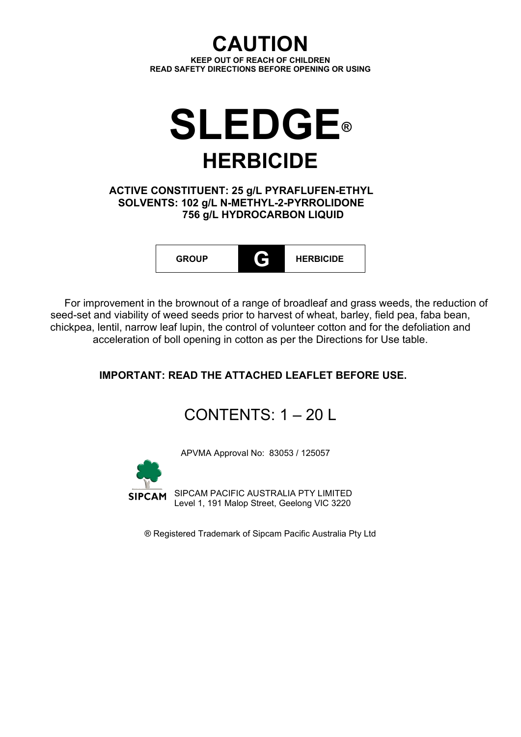# CAUTION

**KEEP OUT OF REACH OF CHILDREN**
**READ SAFETY DIRECTIONS BEFORE OPENING OR USING**

# SLEDGE®

## HERBICIDE

**ACTIVE CONSTITUENT: 25 g/L PYRAFLUFEN-ETHYL**
**SOLVENTS: 102 g/L N-METHYL-2-PYRROLIDONE**
**756 g/L HYDROCARBON LIQUID**

| GROUP | G | HERBICIDE |
|---|---|---|

For improvement in the brownout of a range of broadleaf and grass weeds, the reduction of seed-set and viability of weed seeds prior to harvest of wheat, barley, field pea, faba bean, chickpea, lentil, narrow leaf lupin, the control of volunteer cotton and for the defoliation and acceleration of boll opening in cotton as per the Directions for Use table.

**IMPORTANT: READ THE ATTACHED LEAFLET BEFORE USE.**

CONTENTS: 1 – 20 L

APVMA Approval No: 83053 / 125057

SIPCAM

SIPCAM PACIFIC AUSTRALIA PTY LIMITED
Level 1, 191 Malop Street, Geelong VIC 3220

® Registered Trademark of Sipcam Pacific Australia Pty Ltd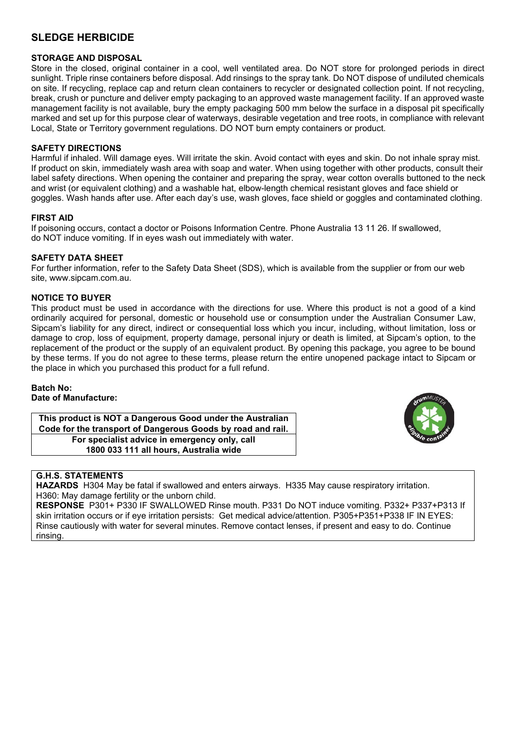## SLEDGE HERBICIDE

### STORAGE AND DISPOSAL

Store in the closed, original container in a cool, well ventilated area. Do NOT store for prolonged periods in direct sunlight. Triple rinse containers before disposal. Add rinsings to the spray tank. Do NOT dispose of undiluted chemicals on site. If recycling, replace cap and return clean containers to recycler or designated collection point. If not recycling, break, crush or puncture and deliver empty packaging to an approved waste management facility. If an approved waste management facility is not available, bury the empty packaging 500 mm below the surface in a disposal pit specifically marked and set up for this purpose clear of waterways, desirable vegetation and tree roots, in compliance with relevant Local, State or Territory government regulations. DO NOT burn empty containers or product.

### SAFETY DIRECTIONS

Harmful if inhaled. Will damage eyes. Will irritate the skin. Avoid contact with eyes and skin. Do not inhale spray mist. If product on skin, immediately wash area with soap and water. When using together with other products, consult their label safety directions. When opening the container and preparing the spray, wear cotton overalls buttoned to the neck and wrist (or equivalent clothing) and a washable hat, elbow-length chemical resistant gloves and face shield or goggles. Wash hands after use. After each day's use, wash gloves, face shield or goggles and contaminated clothing.

### FIRST AID

If poisoning occurs, contact a doctor or Poisons Information Centre. Phone Australia 13 11 26. If swallowed, do NOT induce vomiting. If in eyes wash out immediately with water.

### SAFETY DATA SHEET

For further information, refer to the Safety Data Sheet (SDS), which is available from the supplier or from our web site, www.sipcam.com.au.

### NOTICE TO BUYER

This product must be used in accordance with the directions for use. Where this product is not a good of a kind ordinarily acquired for personal, domestic or household use or consumption under the Australian Consumer Law, Sipcam's liability for any direct, indirect or consequential loss which you incur, including, without limitation, loss or damage to crop, loss of equipment, property damage, personal injury or death is limited, at Sipcam's option, to the replacement of the product or the supply of an equivalent product. By opening this package, you agree to be bound by these terms. If you do not agree to these terms, please return the entire unopened package intact to Sipcam or the place in which you purchased this product for a full refund.

**Batch No:**
**Date of Manufacture:**

| This product is NOT a Dangerous Good under the Australian Code for the transport of Dangerous Goods by road and rail. |
|---|
| For specialist advice in emergency only, call 1800 033 111 all hours, Australia wide |

**G.H.S. STATEMENTS**

**HAZARDS** H304 May be fatal if swallowed and enters airways. H335 May cause respiratory irritation. H360: May damage fertility or the unborn child.

**RESPONSE** P301+ P330 IF SWALLOWED Rinse mouth. P331 Do NOT induce vomiting. P332+ P337+P313 If skin irritation occurs or if eye irritation persists: Get medical advice/attention. P305+P351+P338 IF IN EYES: Rinse cautiously with water for several minutes. Remove contact lenses, if present and easy to do. Continue rinsing.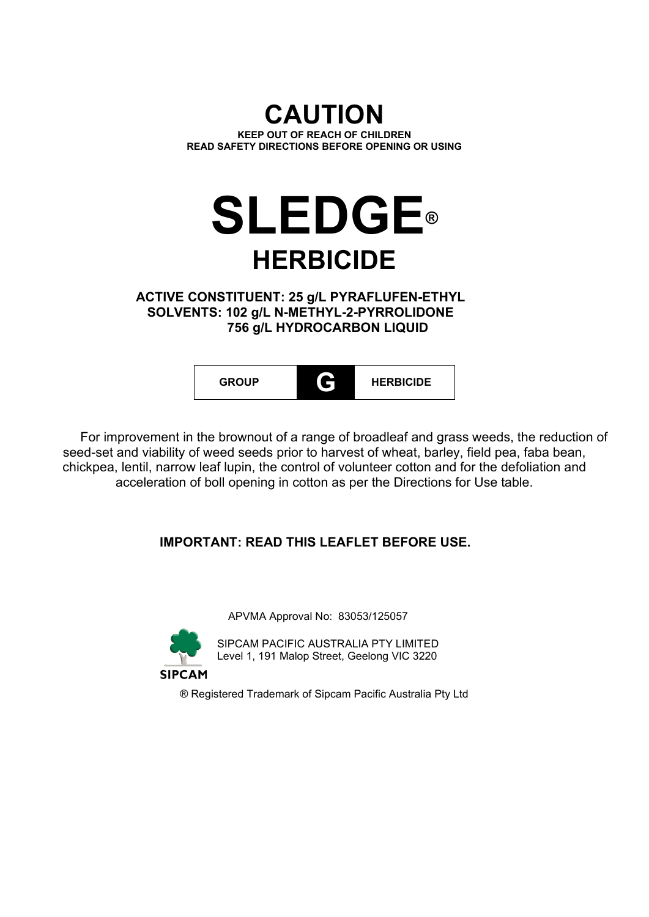# CAUTION

**KEEP OUT OF REACH OF CHILDREN**
**READ SAFETY DIRECTIONS BEFORE OPENING OR USING**

# SLEDGE®

## HERBICIDE

**ACTIVE CONSTITUENT: 25 g/L PYRAFLUFEN-ETHYL**
**SOLVENTS: 102 g/L N-METHYL-2-PYRROLIDONE**
**756 g/L HYDROCARBON LIQUID**

| GROUP | G | HERBICIDE |
|---|---|---|

For improvement in the brownout of a range of broadleaf and grass weeds, the reduction of seed-set and viability of weed seeds prior to harvest of wheat, barley, field pea, faba bean, chickpea, lentil, narrow leaf lupin, the control of volunteer cotton and for the defoliation and acceleration of boll opening in cotton as per the Directions for Use table.

**IMPORTANT: READ THIS LEAFLET BEFORE USE.**

APVMA Approval No: 83053/125057

SIPCAM

SIPCAM PACIFIC AUSTRALIA PTY LIMITED
Level 1, 191 Malop Street, Geelong VIC 3220

® Registered Trademark of Sipcam Pacific Australia Pty Ltd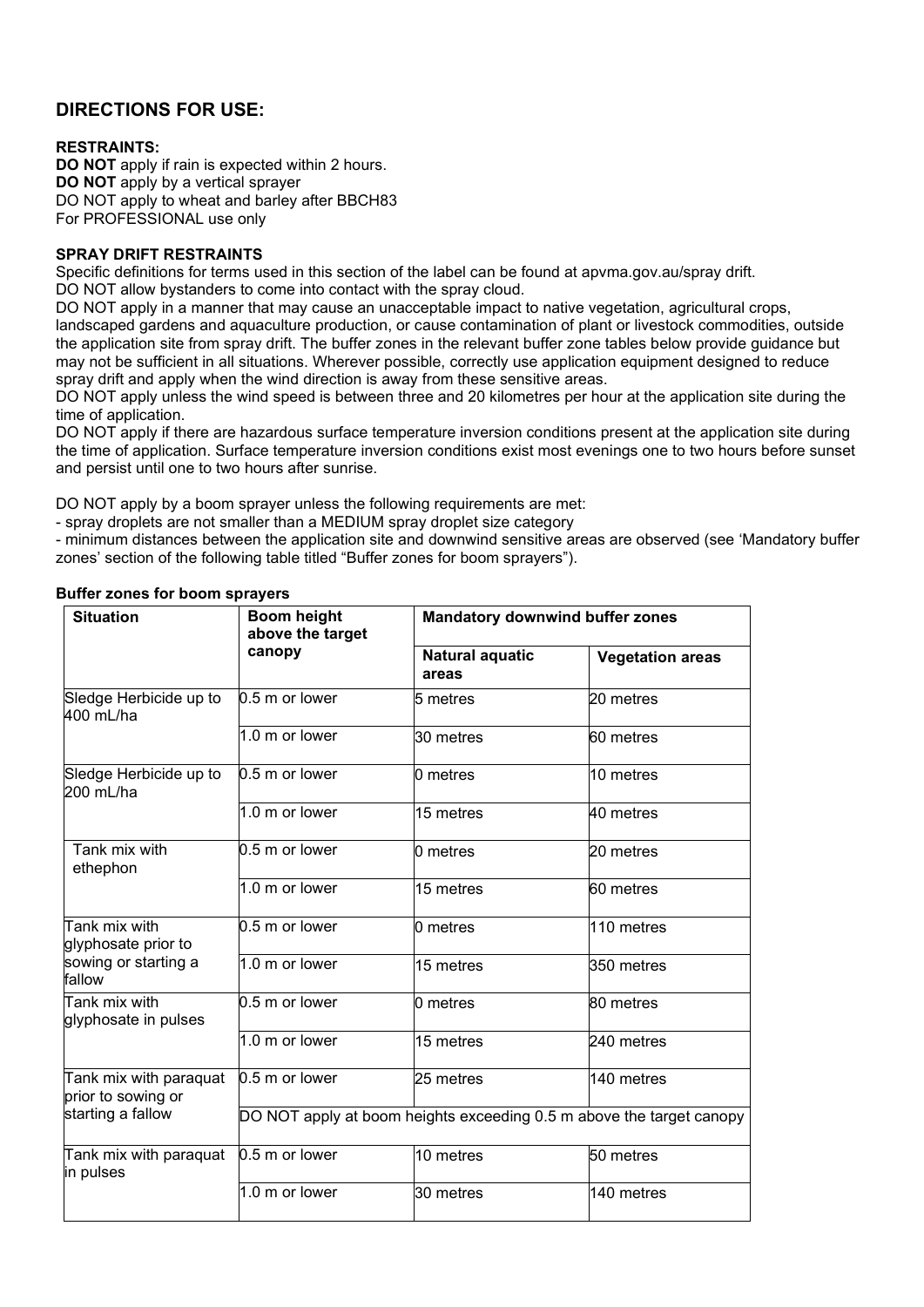## DIRECTIONS FOR USE:

**RESTRAINTS:**

**DO NOT** apply if rain is expected within 2 hours.
**DO NOT** apply by a vertical sprayer
DO NOT apply to wheat and barley after BBCH83
For PROFESSIONAL use only

**SPRAY DRIFT RESTRAINTS**

Specific definitions for terms used in this section of the label can be found at apvma.gov.au/spray drift.
DO NOT allow bystanders to come into contact with the spray cloud.
DO NOT apply in a manner that may cause an unacceptable impact to native vegetation, agricultural crops, landscaped gardens and aquaculture production, or cause contamination of plant or livestock commodities, outside the application site from spray drift. The buffer zones in the relevant buffer zone tables below provide guidance but may not be sufficient in all situations. Wherever possible, correctly use application equipment designed to reduce spray drift and apply when the wind direction is away from these sensitive areas.
DO NOT apply unless the wind speed is between three and 20 kilometres per hour at the application site during the time of application.
DO NOT apply if there are hazardous surface temperature inversion conditions present at the application site during the time of application. Surface temperature inversion conditions exist most evenings one to two hours before sunset and persist until one to two hours after sunrise.

DO NOT apply by a boom sprayer unless the following requirements are met:
- spray droplets are not smaller than a MEDIUM spray droplet category
- minimum distances between the application site and downwind sensitive areas are observed (see 'Mandatory buffer zones' section of the following table titled "Buffer zones for boom sprayers").

**Buffer zones for boom sprayers**

| Situation | Boom height above the target canopy | Mandatory downwind buffer zones | |
|---|---|---|---|
| | | Natural aquatic areas | Vegetation areas |
| Sledge Herbicide up to 400 mL/ha | 0.5 m or lower | 5 metres | 20 metres |
| | 1.0 m or lower | 30 metres | 60 metres |
| Sledge Herbicide up to 200 mL/ha | 0.5 m or lower | 0 metres | 10 metres |
| | 1.0 m or lower | 15 metres | 40 metres |
| Tank mix with ethephon | 0.5 m or lower | 0 metres | 20 metres |
| | 1.0 m or lower | 15 metres | 60 metres |
| Tank mix with glyphosate prior to sowing or starting a fallow | 0.5 m or lower | 0 metres | 110 metres |
| | 1.0 m or lower | 15 metres | 350 metres |
| Tank mix with glyphosate in pulses | 0.5 m or lower | 0 metres | 80 metres |
| | 1.0 m or lower | 15 metres | 240 metres |
| Tank mix with paraquat prior to sowing or starting a fallow | 0.5 m or lower | 25 metres | 140 metres |
| | DO NOT apply at boom heights exceeding 0.5 m above the target canopy | | |
| Tank mix with paraquat in pulses | 0.5 m or lower | 10 metres | 50 metres |
| | 1.0 m or lower | 30 metres | 140 metres |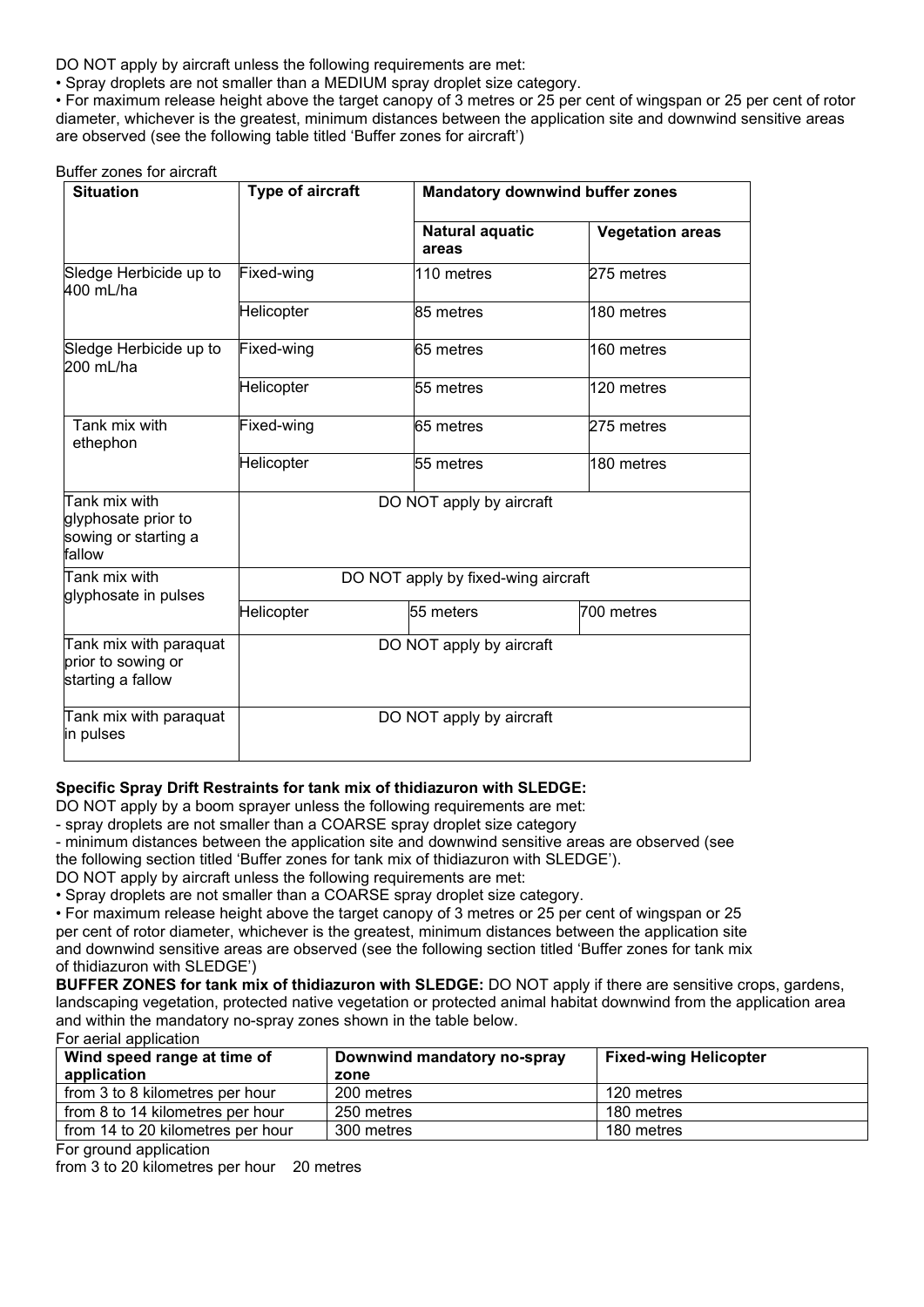DO NOT apply by aircraft unless the following requirements are met:

• Spray droplets are not smaller than a MEDIUM spray droplet size category.

• For maximum release height above the target canopy of 3 metres or 25 per cent of wingspan or 25 per cent of rotor diameter, whichever is the greatest, minimum distances between the application site and downwind sensitive areas are observed (see the following table titled 'Buffer zones for aircraft')

Buffer zones for aircraft

| Situation | Type of aircraft | Mandatory downwind buffer zones | |
|---|---|---|---|
| | | Natural aquatic areas | Vegetation areas |
| Sledge Herbicide up to 400 mL/ha | Fixed-wing | 110 metres | 275 metres |
| | Helicopter | 85 metres | 180 metres |
| Sledge Herbicide up to 200 mL/ha | Fixed-wing | 65 metres | 160 metres |
| | Helicopter | 55 metres | 120 metres |
| Tank mix with ethephon | Fixed-wing | 65 metres | 275 metres |
| | Helicopter | 55 metres | 180 metres |
| Tank mix with glyphosate prior to sowing or starting a fallow | DO NOT apply by aircraft | | |
| Tank mix with glyphosate in pulses | DO NOT apply by fixed-wing aircraft | | |
| | Helicopter | 55 meters | 700 metres |
| Tank mix with paraquat prior to sowing or starting a fallow | DO NOT apply by aircraft | | |
| Tank mix with paraquat in pulses | DO NOT apply by aircraft | | |

**Specific Spray Drift Restraints for tank mix of thidiazuron with SLEDGE:**

DO NOT apply by a boom sprayer unless the following requirements are met:

- spray droplets are not smaller than a COARSE spray droplet size category
- minimum distances between the application site and downwind sensitive areas are observed (see the following section titled 'Buffer zones for tank mix of thidiazuron with SLEDGE').

DO NOT apply by aircraft unless the following requirements are met:

• Spray droplets are not smaller than a COARSE spray droplet size category.

• For maximum release height above the target canopy of 3 metres or 25 per cent of wingspan or 25 per cent of rotor diameter, whichever is the greatest, minimum distances between the application site and downwind sensitive areas are observed (see the following section titled 'Buffer zones for tank mix of thidiazuron with SLEDGE')

**BUFFER ZONES for tank mix of thidiazuron with SLEDGE:** DO NOT apply if there are sensitive crops, gardens, landscaping vegetation, protected native vegetation or protected animal habitat downwind from the application area and within the mandatory no-spray zones shown in the table below.

For aerial application

| Wind speed range at time of application | Downwind mandatory no-spray zone | Fixed-wing Helicopter |
|---|---|---|
| from 3 to 8 kilometres per hour | 200 metres | 120 metres |
| from 8 to 14 kilometres per hour | 250 metres | 180 metres |
| from 14 to 20 kilometres per hour | 300 metres | 180 metres |

For ground application

from 3 to 20 kilometres per hour 20 metres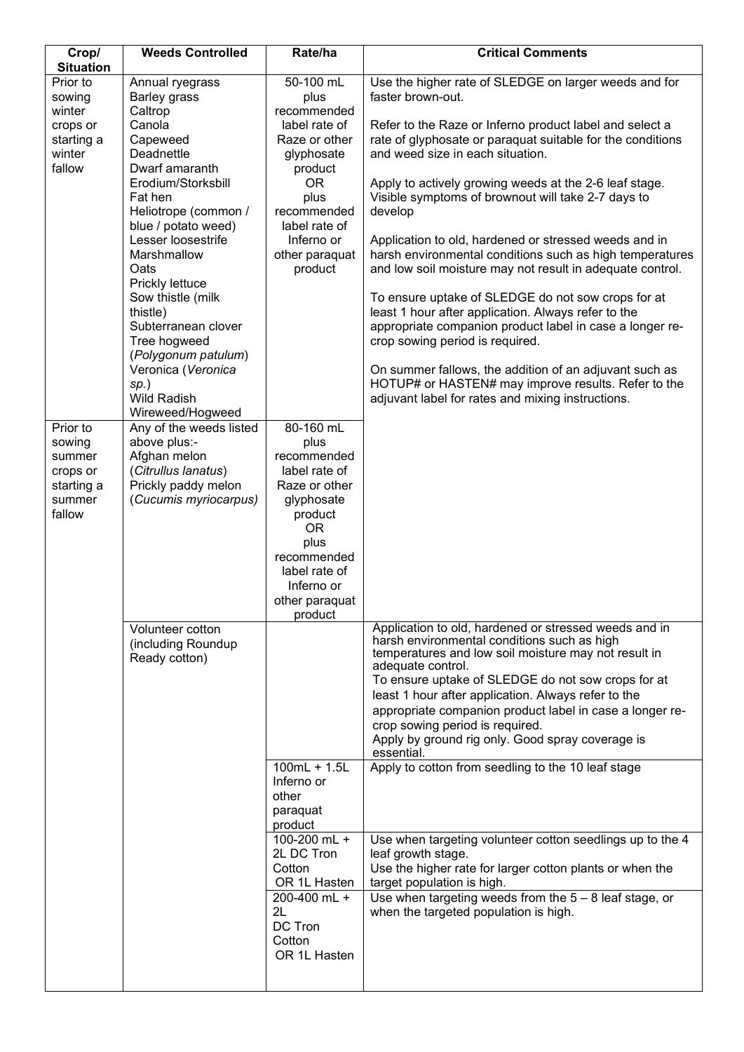| Crop/ Situation | Weeds Controlled | Rate/ha | Critical Comments |
|---|---|---|---|
| Prior to sowing winter crops or starting a winter fallow | Annual ryegrass<br>Barley grass<br>Caltrop<br>Canola<br>Capeweed<br>Deadnettle<br>Dwarf amaranth<br>Erodium/Storksbill<br>Fat hen<br>Heliotrope (common / blue / potato weed)<br>Lesser loosestrife<br>Marshmallow<br>Oats<br>Prickly lettuce<br>Sow thistle (milk thistle)<br>Subterranean clover<br>Tree hogweed (*Polygonum patulum*)<br>Veronica (*Veronica sp.*)<br>Wild Radish<br>Wireweed/Hogweed | 50-100 mL plus recommended label rate of Raze or other glyphosate product OR plus recommended label rate of Inferno or other paraquat product | Use the higher rate of SLEDGE on larger weeds and for faster brown-out.<br><br>Refer to the Raze or Inferno product label and select a rate of glyphosate or paraquat suitable for the conditions and weed size in each situation.<br><br>Apply to actively growing weeds at the 2-6 leaf stage. Visible symptoms of brownout will take 2-7 days to develop<br><br>Application to old, hardened or stressed weeds and in harsh environmental conditions such as high temperatures and low soil moisture may not result in adequate control.<br><br>To ensure uptake of SLEDGE do not sow crops for at least 1 hour after application. Always refer to the appropriate companion product label in case a longer re-crop sowing period is required.<br><br>On summer fallows, the addition of an adjuvant such as HOTUP# or HASTEN# may improve results. Refer to the adjuvant label for rates and mixing instructions. |
| Prior to sowing summer crops or starting a summer fallow | Any of the weeds listed above plus:-<br>Afghan melon (*Citrullus lanatus*)<br>Prickly paddy melon (*Cucumis myriocarpus*) | 80-160 mL plus recommended label rate of Raze or other glyphosate product OR plus recommended label rate of Inferno or other paraquat product | |
| | Volunteer cotton (including Roundup Ready cotton) | | Application to old, hardened or stressed weeds and in harsh environmental conditions such as high temperatures and low soil moisture may not result in adequate control.<br>To ensure uptake of SLEDGE do not sow crops for at least 1 hour after application. Always refer to the appropriate companion product label in case a longer re-crop sowing period is required.<br>Apply by ground rig only. Good spray coverage is essential. |
| | | 100mL + 1.5L Inferno or other paraquat product | Apply to cotton from seedling to the 10 leaf stage |
| | | 100-200 mL + 2L DC Tron Cotton OR 1L Hasten | Use when targeting volunteer cotton seedlings up to the 4 leaf growth stage.<br>Use the higher rate for larger cotton plants or when the target population is high. |
| | | 200-400 mL + 2L DC Tron Cotton OR 1L Hasten | Use when targeting weeds from the 5 – 8 leaf stage, or when the targeted population is high. |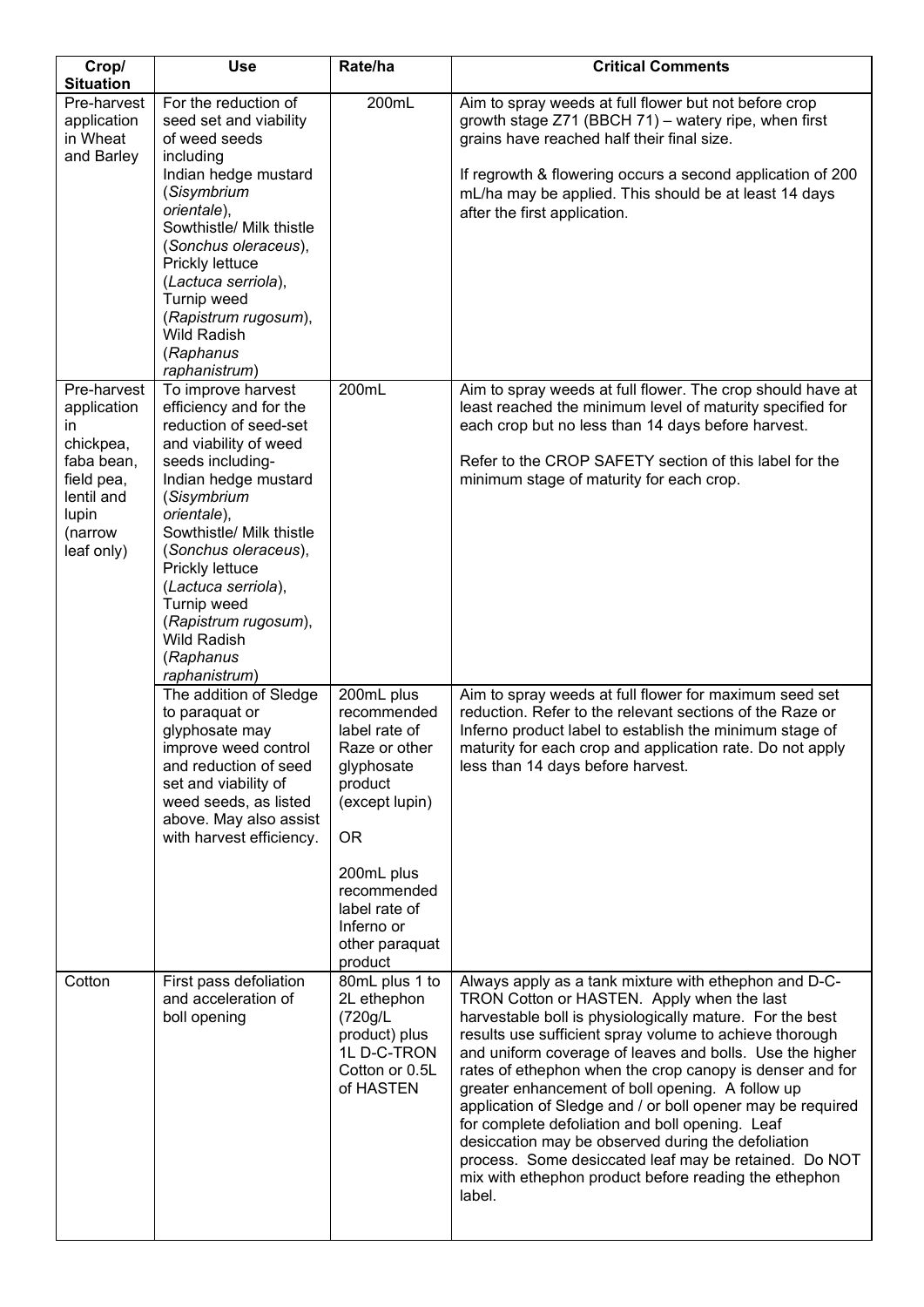| Crop/ Situation | Use | Rate/ha | Critical Comments |
|---|---|---|---|
| Pre-harvest application in Wheat and Barley | For the reduction of seed set and viability of weed seeds including Indian hedge mustard (*Sisymbrium orientale*), Sowthistle/ Milk thistle (*Sonchus oleraceus*), Prickly lettuce (*Lactuca serriola*), Turnip weed (*Rapistrum rugosum*), Wild Radish (*Raphanus raphanistrum*) | 200mL | Aim to spray weeds at full flower but not before crop growth stage Z71 (BBCH 71) – watery ripe, when first grains have reached half their final size.<br><br>If regrowth & flowering occurs a second application of 200 mL/ha may be applied. This should be at least 14 days after the first application. |
| Pre-harvest application in chickpea, faba bean, field pea, lentil and lupin (narrow leaf only) | To improve harvest efficiency and for the reduction of seed-set and viability of weed seeds including- Indian hedge mustard (*Sisymbrium orientale*), Sowthistle/ Milk thistle (*Sonchus oleraceus*), Prickly lettuce (*Lactuca serriola*), Turnip weed (*Rapistrum rugosum*), Wild Radish (*Raphanus raphanistrum*) | 200mL | Aim to spray weeds at full flower. The crop should have at least reached the minimum level of maturity specified for each crop but no less than 14 days before harvest.<br><br>Refer to the CROP SAFETY section of this label for the minimum stage of maturity for each crop. |
| | The addition of Sledge to paraquat or glyphosate may improve weed control and reduction of seed set and viability of weed seeds, as listed above. May also assist with harvest efficiency. | 200mL plus recommended label rate of Raze or other glyphosate product (except lupin)<br><br>OR<br><br>200mL plus recommended label rate of Inferno or other paraquat product | Aim to spray weeds at full flower for maximum seed set reduction. Refer to the relevant sections of the Raze or Inferno product label to establish the minimum stage of maturity for each crop and application rate. Do not apply less than 14 days before harvest. |
| Cotton | First pass defoliation and acceleration of boll opening | 80mL plus 1 to 2L ethephon (720g/L product) plus 1L D-C-TRON Cotton or 0.5L of HASTEN | Always apply as a tank mixture with ethephon and D-C-TRON Cotton or HASTEN. Apply when the last harvestable boll is physiologically mature. For the best results use sufficient spray volume to achieve thorough and uniform coverage of leaves and bolls. Use the higher rates of ethephon when the crop canopy is denser and for greater enhancement of boll opening. A follow up application of Sledge and / or boll opener may be required for complete defoliation and boll opening. Leaf desiccation may be observed during the defoliation process. Some desiccated leaf may be retained. Do NOT mix with ethephon product before reading the ethephon label. |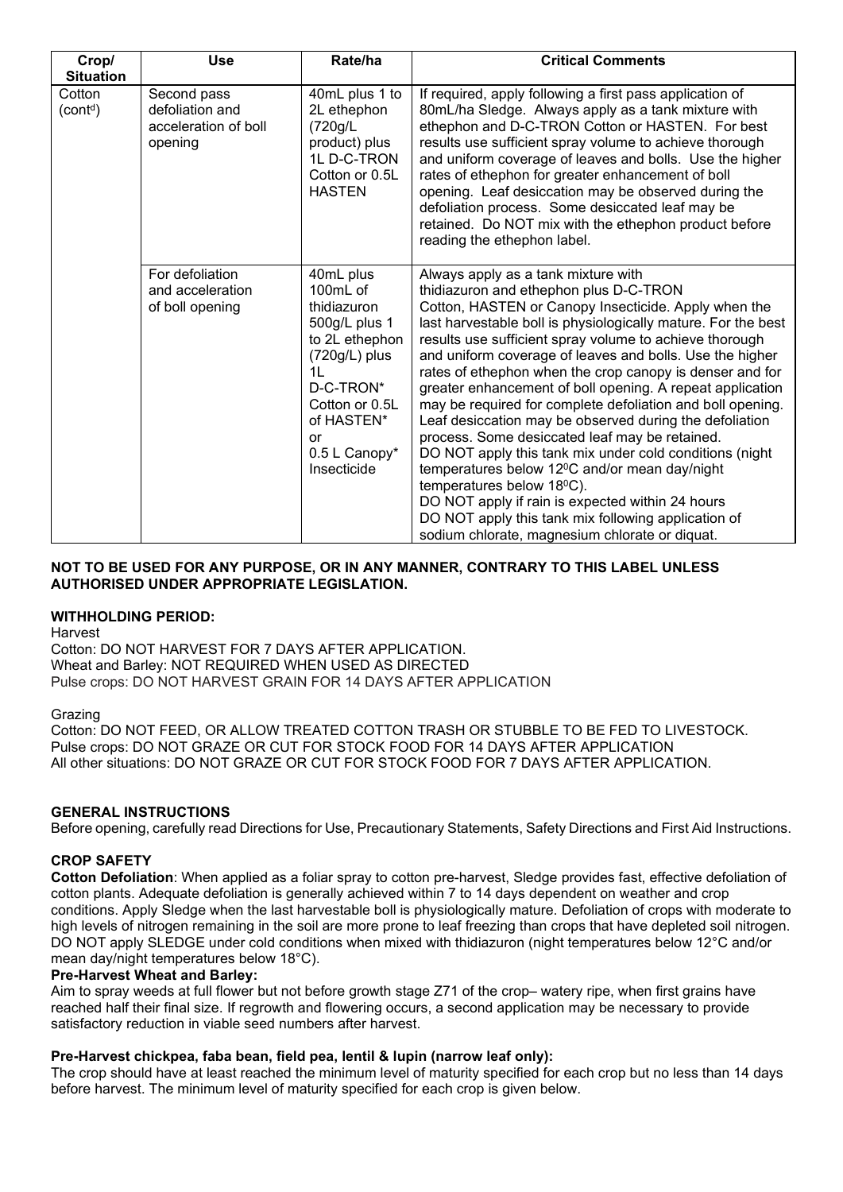| Crop/ Situation | Use | Rate/ha | Critical Comments |
|---|---|---|---|
| Cotton (cont[d]) | Second pass defoliation and acceleration of boll opening | 40mL plus 1 to 2L ethephon (720g/L product) plus 1L D-C-TRON Cotton or 0.5L HASTEN | If required, apply following a first pass application of 80mL/ha Sledge. Always apply as a tank mixture with ethephon and D-C-TRON Cotton or HASTEN. For best results use sufficient spray volume to achieve thorough and uniform coverage of leaves and bolls. Use the higher rates of ethephon for greater enhancement of boll opening. Leaf desiccation may be observed during the defoliation process. Some desiccated leaf may be retained. Do NOT mix with the ethephon product before reading the ethephon label. |
| | For defoliation and acceleration of boll opening | 40mL plus 100mL of thidiazuron 500g/L plus 1 to 2L ethephon (720g/L) plus 1L D-C-TRON* Cotton or 0.5L of HASTEN* or 0.5 L Canopy* Insecticide | Always apply as a tank mixture with thidiazuron and ethephon plus D-C-TRON Cotton, HASTEN or Canopy Insecticide. Apply when the last harvestable boll is physiologically mature. For the best results use sufficient spray volume to achieve thorough and uniform coverage of leaves and bolls. Use the higher rates of ethephon when the crop canopy is denser and for greater enhancement of boll opening. A repeat application may be required for complete defoliation and boll opening. Leaf desiccation may be observed during the defoliation process. Some desiccated leaf may be retained.<br>DO NOT apply this tank mix under cold conditions (night temperatures below 12⁰C and/or mean day/night temperatures below 18⁰C).<br>DO NOT apply if rain is expected within 24 hours<br>DO NOT apply this tank mix following application of sodium chlorate, magnesium chlorate or diquat. |

**NOT TO BE USED FOR ANY PURPOSE, OR IN ANY MANNER, CONTRARY TO THIS LABEL UNLESS AUTHORISED UNDER APPROPRIATE LEGISLATION.**

**WITHHOLDING PERIOD:**

Harvest

Cotton: DO NOT HARVEST FOR 7 DAYS AFTER APPLICATION.
Wheat and Barley: NOT REQUIRED WHEN USED AS DIRECTED
Pulse crops: DO NOT HARVEST GRAIN FOR 14 DAYS AFTER APPLICATION

Grazing

Cotton: DO NOT FEED, OR ALLOW TREATED COTTON TRASH OR STUBBLE TO BE FED TO LIVESTOCK.
Pulse crops: DO NOT GRAZE OR CUT FOR STOCK FOOD FOR 14 DAYS AFTER APPLICATION
All other situations: DO NOT GRAZE OR CUT FOR STOCK FOOD FOR 7 DAYS AFTER APPLICATION.

**GENERAL INSTRUCTIONS**

Before opening, carefully read Directions for Use, Precautionary Statements, Safety Directions and First Aid Instructions.

**CROP SAFETY**

**Cotton Defoliation**: When applied as a foliar spray to cotton pre-harvest, Sledge provides fast, effective defoliation of cotton plants. Adequate defoliation is generally achieved within 7 to 14 days dependent on weather and crop conditions. Apply Sledge when the last harvestable boll is physiologically mature. Defoliation of crops with moderate to high levels of nitrogen remaining in the soil are more prone to leaf freezing than crops that have depleted soil nitrogen. DO NOT apply SLEDGE under cold conditions when mixed with thidiazuron (night temperatures below 12°C and/or mean day/night temperatures below 18°C).

**Pre-Harvest Wheat and Barley:**

Aim to spray weeds at full flower but not before growth stage Z71 of the crop– watery ripe, when first grains have reached half their final size. If regrowth and flowering occurs, a second application may be necessary to provide satisfactory reduction in viable seed numbers after harvest.

**Pre-Harvest chickpea, faba bean, field pea, lentil & lupin (narrow leaf only):**

The crop should have at least reached the minimum level of maturity specified for each crop but no less than 14 days before harvest. The minimum level of maturity specified for each crop is given below.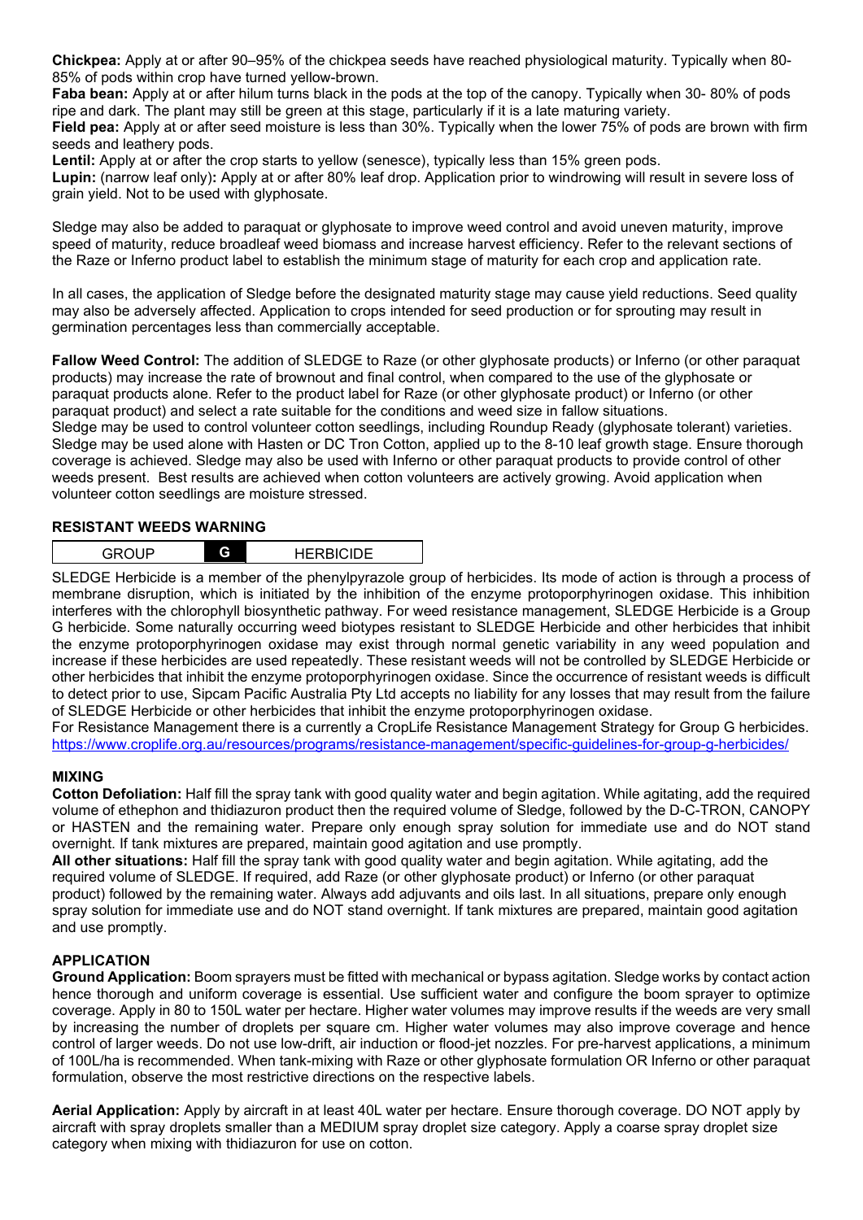**Chickpea:** Apply at or after 90–95% of the chickpea seeds have reached physiological maturity. Typically when 80-85% of pods within crop have turned yellow-brown.

**Faba bean:** Apply at or after hilum turns black in the pods at the top of the canopy. Typically when 30- 80% of pods ripe and dark. The plant may still be green at this stage, particularly if it is a late maturing variety.

**Field pea:** Apply at or after seed moisture is less than 30%. Typically when the lower 75% of pods are brown with firm seeds and leathery pods.

**Lentil:** Apply at or after the crop starts to yellow (senesce), typically less than 15% green pods.

**Lupin:** (narrow leaf only)**:** Apply at or after 80% leaf drop. Application prior to windrowing will result in severe loss of grain yield. Not to be used with glyphosate.

Sledge may also be added to paraquat or glyphosate to improve weed control and avoid uneven maturity, improve speed of maturity, reduce broadleaf weed biomass and increase harvest efficiency. Refer to the relevant sections of the Raze or Inferno product label to establish the minimum stage of maturity for each crop and application rate.

In all cases, the application of Sledge before the designated maturity stage may cause yield reductions. Seed quality may also be adversely affected. Application to crops intended for seed production or for sprouting may result in germination percentages less than commercially acceptable.

**Fallow Weed Control:** The addition of SLEDGE to Raze (or other glyphosate products) or Inferno (or other paraquat products) may increase the rate of brownout and final control, when compared to the use of the glyphosate or paraquat products alone. Refer to the product label for Raze (or other glyphosate product) or Inferno (or other paraquat product) and select a rate suitable for the conditions and weed size in fallow situations.

Sledge may be used to control volunteer cotton seedlings, including Roundup Ready (glyphosate tolerant) varieties. Sledge may be used alone with Hasten or DC Tron Cotton, applied up to the 8-10 leaf growth stage. Ensure thorough coverage is achieved. Sledge may also be used with Inferno or other paraquat products to provide control of other weeds present. Best results are achieved when cotton volunteers are actively growing. Avoid application when volunteer cotton seedlings are moisture stressed.

**RESISTANT WEEDS WARNING**

| GROUP | G | HERBICIDE |
|---|---|---|

SLEDGE Herbicide is a member of the phenylpyrazole group of herbicides. Its mode of action is through a process of membrane disruption, which is initiated by the inhibition of the enzyme protoporphyrinogen oxidase. This inhibition interferes with the chlorophyll biosynthetic pathway. For weed resistance management, SLEDGE Herbicide is a Group G herbicide. Some naturally occurring weed biotypes resistant to SLEDGE Herbicide and other herbicides that inhibit the enzyme protoporphyrinogen oxidase may exist through normal genetic variability in any weed population and increase if these herbicides are used repeatedly. These resistant weeds will not be controlled by SLEDGE Herbicide or other herbicides that inhibit the enzyme protoporphyrinogen oxidase. Since the occurrence of resistant weeds is difficult to detect prior to use, Sipcam Pacific Australia Pty Ltd accepts no liability for any losses that may result from the failure of SLEDGE Herbicide or other herbicides that inhibit the enzyme protoporphyrinogen oxidase.

For Resistance Management there is a currently a CropLife Resistance Management Strategy for Group G herbicides. https://www.croplife.org.au/resources/programs/resistance-management/specific-guidelines-for-group-g-herbicides/

**MIXING**

**Cotton Defoliation:** Half fill the spray tank with good quality water and begin agitation. While agitating, add the required volume of ethephon and thidiazuron product then the required volume of Sledge, followed by the D-C-TRON, CANOPY or HASTEN and the remaining water. Prepare only enough spray solution for immediate use and do NOT stand overnight. If tank mixtures are prepared, maintain good agitation and use promptly.

**All other situations:** Half fill the spray tank with good quality water and begin agitation. While agitating, add the required volume of SLEDGE. If required, add Raze (or other glyphosate product) or Inferno (or other paraquat product) followed by the remaining water. Always add adjuvants and oils last. In all situations, prepare only enough spray solution for immediate use and do NOT stand overnight. If tank mixtures are prepared, maintain good agitation and use promptly.

**APPLICATION**

**Ground Application:** Boom sprayers must be fitted with mechanical or bypass agitation. Sledge works by contact action hence thorough and uniform coverage is essential. Use sufficient water and configure the boom sprayer to optimize coverage. Apply in 80 to 150L water per hectare. Higher water volumes may improve results if the weeds are very small by increasing the number of droplets per square cm. Higher water volumes may also improve coverage and hence control of larger weeds. Do not use low-drift, air induction or flood-jet nozzles. For pre-harvest applications, a minimum of 100L/ha is recommended. When tank-mixing with Raze or other glyphosate formulation OR Inferno or other paraquat formulation, observe the most restrictive directions on the respective labels.

**Aerial Application:** Apply by aircraft in at least 40L water per hectare. Ensure thorough coverage. DO NOT apply by aircraft with spray droplets smaller than a MEDIUM spray droplet size category. Apply a coarse spray droplet size category when mixing with thidiazuron for use on cotton.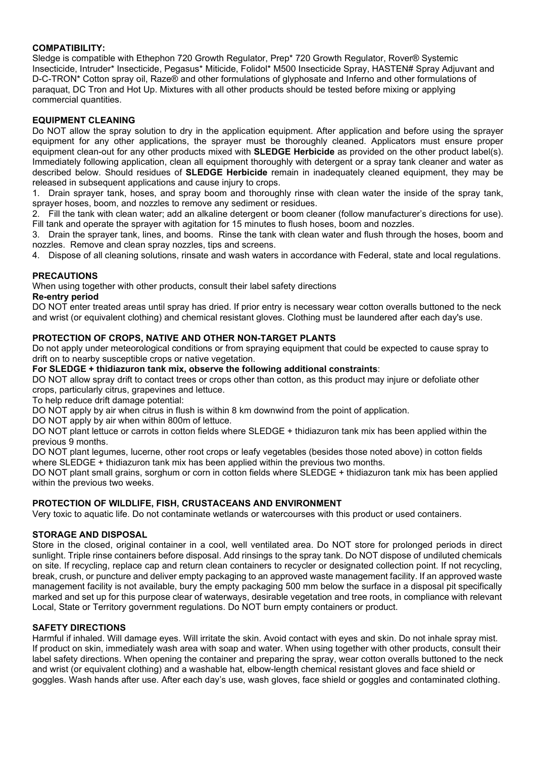## COMPATIBILITY:

Sledge is compatible with Ethephon 720 Growth Regulator, Prep* 720 Growth Regulator, Rover® Systemic Insecticide, Intruder* Insecticide, Pegasus* Miticide, Folidol* M500 Insecticide Spray, HASTEN# Spray Adjuvant and D-C-TRON* Cotton spray oil, Raze® and other formulations of glyphosate and Inferno and other formulations of paraquat, DC Tron and Hot Up. Mixtures with all other products should be tested before mixing or applying commercial quantities.

## EQUIPMENT CLEANING

Do NOT allow the spray solution to dry in the application equipment. After application and before using the sprayer equipment for any other applications, the sprayer must be thoroughly cleaned. Applicators must ensure proper equipment clean-out for any other products mixed with **SLEDGE Herbicide** as provided on the other product label(s). Immediately following application, clean all equipment thoroughly with detergent or a spray tank cleaner and water as described below. Should residues of **SLEDGE Herbicide** remain in inadequately cleaned equipment, they may be released in subsequent applications and cause injury to crops.

1. Drain sprayer tank, hoses, and spray boom and thoroughly rinse with clean water the inside of the spray tank, sprayer hoses, boom, and nozzles to remove any sediment or residues.
2. Fill the tank with clean water; add an alkaline detergent or boom cleaner (follow manufacturer's directions for use). Fill tank and operate the sprayer with agitation for 15 minutes to flush hoses, boom and nozzles.
3. Drain the sprayer tank, lines, and booms. Rinse the tank with clean water and flush through the hoses, boom and nozzles. Remove and clean spray nozzles, tips and screens.
4. Dispose of all cleaning solutions, rinsate and wash waters in accordance with Federal, state and local regulations.

## PRECAUTIONS

When using together with other products, consult their label safety directions

**Re-entry period**

DO NOT enter treated areas until spray has dried. If prior entry is necessary wear cotton overalls buttoned to the neck and wrist (or equivalent clothing) and chemical resistant gloves. Clothing must be laundered after each day's use.

## PROTECTION OF CROPS, NATIVE AND OTHER NON-TARGET PLANTS

Do not apply under meteorological conditions or from spraying equipment that could be expected to cause spray to drift on to nearby susceptible crops or native vegetation.

**For SLEDGE + thidiazuron tank mix, observe the following additional constraints**:

DO NOT allow spray drift to contact trees or crops other than cotton, as this product may injure or defoliate other crops, particularly citrus, grapevines and lettuce.

To help reduce drift damage potential:

DO NOT apply by air when citrus in flush is within 8 km downwind from the point of application.

DO NOT apply by air when within 800m of lettuce.

DO NOT plant lettuce or carrots in cotton fields where SLEDGE + thidiazuron tank mix has been applied within the previous 9 months.

DO NOT plant legumes, lucerne, other root crops or leafy vegetables (besides those noted above) in cotton fields where SLEDGE + thidiazuron tank mix has been applied within the previous two months.

DO NOT plant small grains, sorghum or corn in cotton fields where SLEDGE + thidiazuron tank mix has been applied within the previous two weeks.

## PROTECTION OF WILDLIFE, FISH, CRUSTACEANS AND ENVIRONMENT

Very toxic to aquatic life. Do not contaminate wetlands or watercourses with this product or used containers.

## STORAGE AND DISPOSAL

Store in the closed, original container in a cool, well ventilated area. Do NOT store for prolonged periods in direct sunlight. Triple rinse containers before disposal. Add rinsings to the spray tank. Do NOT dispose of undiluted chemicals on site. If recycling, replace cap and return clean containers to recycler or designated collection point. If not recycling, break, crush, or puncture and deliver empty packaging to an approved waste management facility. If an approved waste management facility is not available, bury the empty packaging 500 mm below the surface in a disposal pit specifically marked and set up for this purpose clear of waterways, desirable vegetation and tree roots, in compliance with relevant Local, State or Territory government regulations. Do NOT burn empty containers or product.

## SAFETY DIRECTIONS

Harmful if inhaled. Will damage eyes. Will irritate the skin. Avoid contact with eyes and skin. Do not inhale spray mist. If product on skin, immediately wash area with soap and water. When using together with other products, consult their label safety directions. When opening the container and preparing the spray, wear cotton overalls buttoned to the neck and wrist (or equivalent clothing) and a washable hat, elbow-length chemical resistant gloves and face shield or goggles. Wash hands after use. After each day's use, wash gloves, face shield or goggles and contaminated clothing.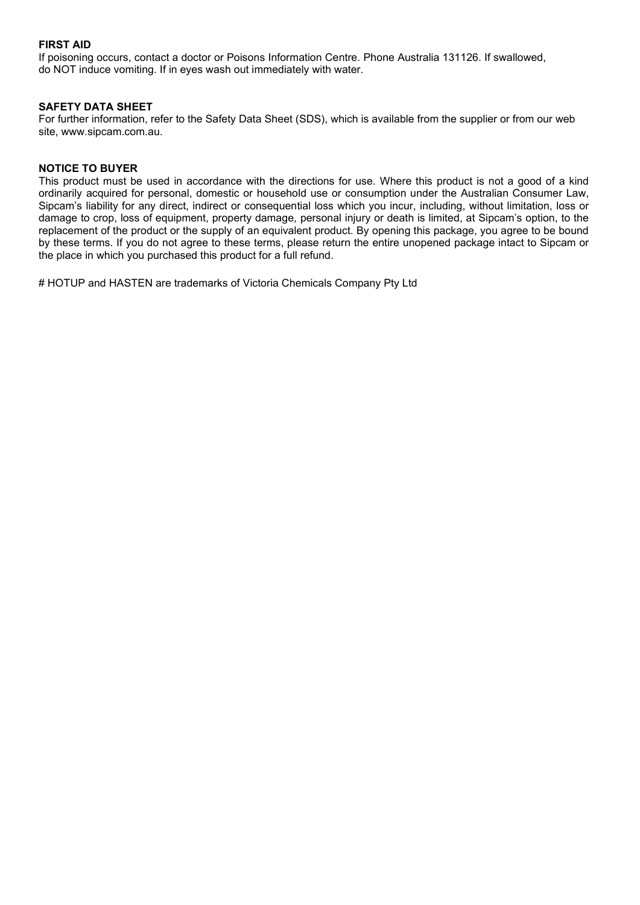**FIRST AID**
If poisoning occurs, contact a doctor or Poisons Information Centre. Phone Australia 131126. If swallowed, do NOT induce vomiting. If in eyes wash out immediately with water.

**SAFETY DATA SHEET**
For further information, refer to the Safety Data Sheet (SDS), which is available from the supplier or from our web site, www.sipcam.com.au.

**NOTICE TO BUYER**
This product must be used in accordance with the directions for use. Where this product is not a good of a kind ordinarily acquired for personal, domestic or household use or consumption under the Australian Consumer Law, Sipcam's liability for any direct, indirect or consequential loss which you incur, including, without limitation, loss or damage to crop, loss of equipment, property damage, personal injury or death is limited, at Sipcam's option, to the replacement of the product or the supply of an equivalent product. By opening this package, you agree to be bound by these terms. If you do not agree to these terms, please return the entire unopened package intact to Sipcam or the place in which you purchased this product for a full refund.

# HOTUP and HASTEN are trademarks of Victoria Chemicals Company Pty Ltd